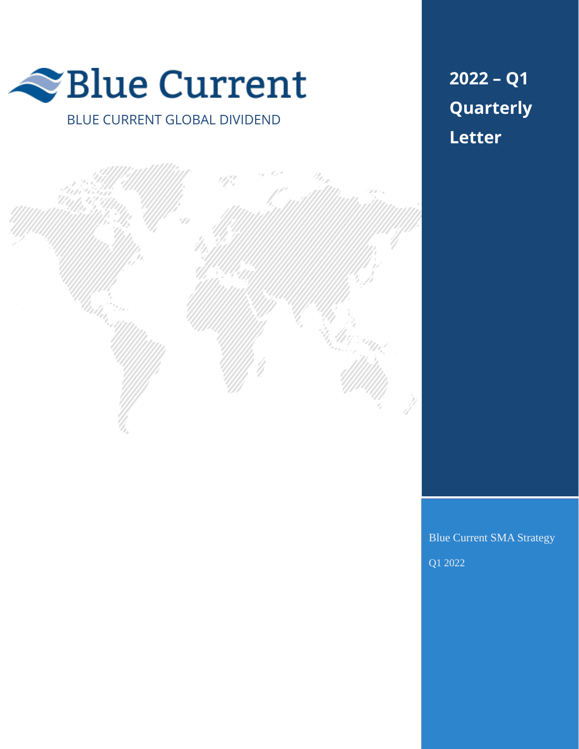# Blue Current

BLUE CURRENT GLOBAL DIVIDEND

## 2022 – Q1 Quarterly Letter

Blue Current SMA Strategy

Q1 2022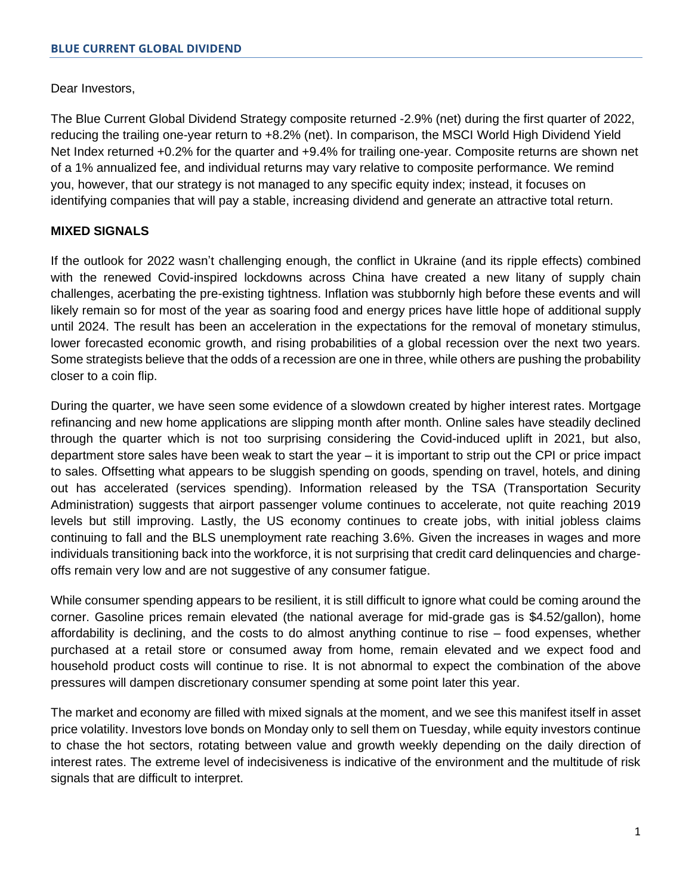Dear Investors,

The Blue Current Global Dividend Strategy composite returned -2.9% (net) during the first quarter of 2022, reducing the trailing one-year return to +8.2% (net). In comparison, the MSCI World High Dividend Yield Net Index returned +0.2% for the quarter and +9.4% for trailing one-year. Composite returns are shown net of a 1% annualized fee, and individual returns may vary relative to composite performance. We remind you, however, that our strategy is not managed to any specific equity index; instead, it focuses on identifying companies that will pay a stable, increasing dividend and generate an attractive total return.

## MIXED SIGNALS

If the outlook for 2022 wasn't challenging enough, the conflict in Ukraine (and its ripple effects) combined with the renewed Covid-inspired lockdowns across China have created a new litany of supply chain challenges, acerbating the pre-existing tightness. Inflation was stubbornly high before these events and will likely remain so for most of the year as soaring food and energy prices have little hope of additional supply until 2024. The result has been an acceleration in the expectations for the removal of monetary stimulus, lower forecasted economic growth, and rising probabilities of a global recession over the next two years. Some strategists believe that the odds of a recession are one in three, while others are pushing the probability closer to a coin flip.

During the quarter, we have seen some evidence of a slowdown created by higher interest rates. Mortgage refinancing and new home applications are slipping month after month. Online sales have steadily declined through the quarter which is not too surprising considering the Covid-induced uplift in 2021, but also, department store sales have been weak to start the year – it is important to strip out the CPI or price impact to sales. Offsetting what appears to be sluggish spending on goods, spending on travel, hotels, and dining out has accelerated (services spending). Information released by the TSA (Transportation Security Administration) suggests that airport passenger volume continues to accelerate, not quite reaching 2019 levels but still improving. Lastly, the US economy continues to create jobs, with initial jobless claims continuing to fall and the BLS unemployment rate reaching 3.6%. Given the increases in wages and more individuals transitioning back into the workforce, it is not surprising that credit card delinquencies and charge-offs remain very low and are not suggestive of any consumer fatigue.

While consumer spending appears to be resilient, it is still difficult to ignore what could be coming around the corner. Gasoline prices remain elevated (the national average for mid-grade gas is $4.52/gallon), home affordability is declining, and the costs to do almost anything continue to rise – food expenses, whether purchased at a retail store or consumed away from home, remain elevated and we expect food and household product costs will continue to rise. It is not abnormal to expect the combination of the above pressures will dampen discretionary consumer spending at some point later this year.

The market and economy are filled with mixed signals at the moment, and we see this manifest itself in asset price volatility. Investors love bonds on Monday only to sell them on Tuesday, while equity investors continue to chase the hot sectors, rotating between value and growth weekly depending on the daily direction of interest rates. The extreme level of indecisiveness is indicative of the environment and the multitude of risk signals that are difficult to interpret.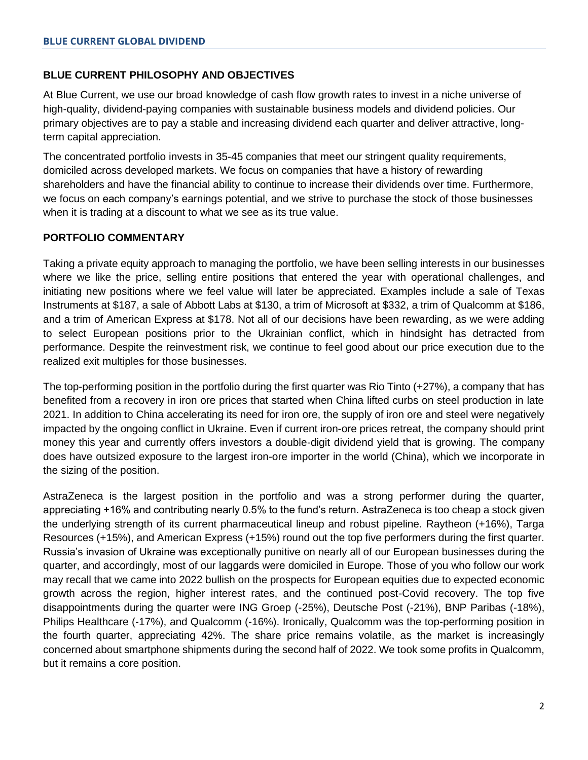## BLUE CURRENT PHILOSOPHY AND OBJECTIVES

At Blue Current, we use our broad knowledge of cash flow growth rates to invest in a niche universe of high-quality, dividend-paying companies with sustainable business models and dividend policies. Our primary objectives are to pay a stable and increasing dividend each quarter and deliver attractive, long-term capital appreciation.

The concentrated portfolio invests in 35-45 companies that meet our stringent quality requirements, domiciled across developed markets. We focus on companies that have a history of rewarding shareholders and have the financial ability to continue to increase their dividends over time. Furthermore, we focus on each company's earnings potential, and we strive to purchase the stock of those businesses when it is trading at a discount to what we see as its true value.

## PORTFOLIO COMMENTARY

Taking a private equity approach to managing the portfolio, we have been selling interests in our businesses where we like the price, selling entire positions that entered the year with operational challenges, and initiating new positions where we feel value will later be appreciated. Examples include a sale of Texas Instruments at $187, a sale of Abbott Labs at $130, a trim of Microsoft at $332, a trim of Qualcomm at $186, and a trim of American Express at $178. Not all of our decisions have been rewarding, as we were adding to select European positions prior to the Ukrainian conflict, which in hindsight has detracted from performance. Despite the reinvestment risk, we continue to feel good about our price execution due to the realized exit multiples for those businesses.

The top-performing position in the portfolio during the first quarter was Rio Tinto (+27%), a company that has benefited from a recovery in iron ore prices that started when China lifted curbs on steel production in late 2021. In addition to China accelerating its need for iron ore, the supply of iron ore and steel were negatively impacted by the ongoing conflict in Ukraine. Even if current iron-ore prices retreat, the company should print money this year and currently offers investors a double-digit dividend yield that is growing. The company does have outsized exposure to the largest iron-ore importer in the world (China), which we incorporate in the sizing of the position.

AstraZeneca is the largest position in the portfolio and was a strong performer during the quarter, appreciating +16% and contributing nearly 0.5% to the fund's return. AstraZeneca is too cheap a stock given the underlying strength of its current pharmaceutical lineup and robust pipeline. Raytheon (+16%), Targa Resources (+15%), and American Express (+15%) round out the top five performers during the first quarter. Russia's invasion of Ukraine was exceptionally punitive on nearly all of our European businesses during the quarter, and accordingly, most of our laggards were domiciled in Europe. Those of you who follow our work may recall that we came into 2022 bullish on the prospects for European equities due to expected economic growth across the region, higher interest rates, and the continued post-Covid recovery. The top five disappointments during the quarter were ING Groep (-25%), Deutsche Post (-21%), BNP Paribas (-18%), Philips Healthcare (-17%), and Qualcomm (-16%). Ironically, Qualcomm was the top-performing position in the fourth quarter, appreciating 42%. The share price remains volatile, as the market is increasingly concerned about smartphone shipments during the second half of 2022. We took some profits in Qualcomm, but it remains a core position.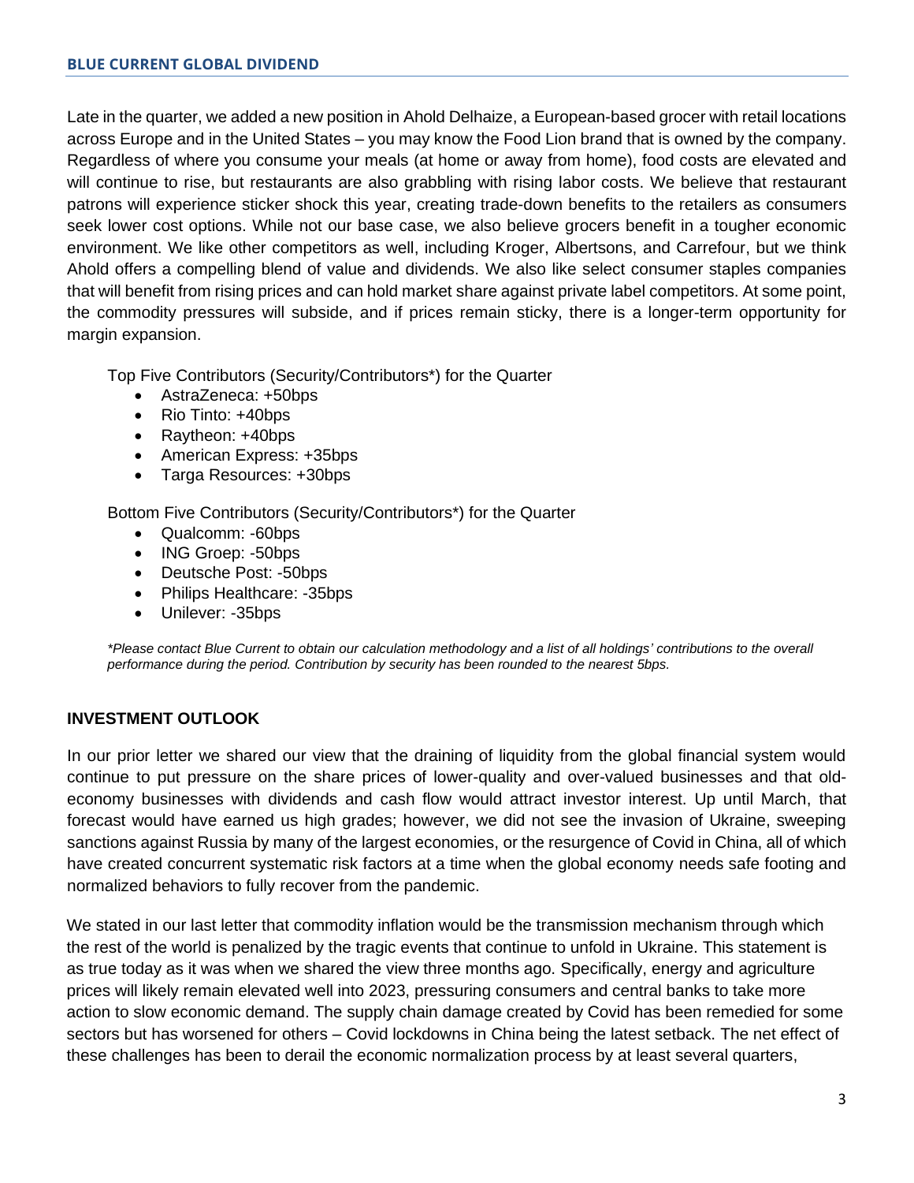Late in the quarter, we added a new position in Ahold Delhaize, a European-based grocer with retail locations across Europe and in the United States – you may know the Food Lion brand that is owned by the company. Regardless of where you consume your meals (at home or away from home), food costs are elevated and will continue to rise, but restaurants are also grabbling with rising labor costs. We believe that restaurant patrons will experience sticker shock this year, creating trade-down benefits to the retailers as consumers seek lower cost options. While not our base case, we also believe grocers benefit in a tougher economic environment. We like other competitors as well, including Kroger, Albertsons, and Carrefour, but we think Ahold offers a compelling blend of value and dividends. We also like select consumer staples companies that will benefit from rising prices and can hold market share against private label competitors. At some point, the commodity pressures will subside, and if prices remain sticky, there is a longer-term opportunity for margin expansion.

Top Five Contributors (Security/Contributors*) for the Quarter

- AstraZeneca: +50bps
- Rio Tinto: +40bps
- Raytheon: +40bps
- American Express: +35bps
- Targa Resources: +30bps

Bottom Five Contributors (Security/Contributors*) for the Quarter

- Qualcomm: -60bps
- ING Groep: -50bps
- Deutsche Post: -50bps
- Philips Healthcare: -35bps
- Unilever: -35bps

*\*Please contact Blue Current to obtain our calculation methodology and a list of all holdings' contributions to the overall performance during the period. Contribution by security has been rounded to the nearest 5bps.*

## INVESTMENT OUTLOOK

In our prior letter we shared our view that the draining of liquidity from the global financial system would continue to put pressure on the share prices of lower-quality and over-valued businesses and that old-economy businesses with dividends and cash flow would attract investor interest. Up until March, that forecast would have earned us high grades; however, we did not see the invasion of Ukraine, sweeping sanctions against Russia by many of the largest economies, or the resurgence of Covid in China, all of which have created concurrent systematic risk factors at a time when the global economy needs safe footing and normalized behaviors to fully recover from the pandemic.

We stated in our last letter that commodity inflation would be the transmission mechanism through which the rest of the world is penalized by the tragic events that continue to unfold in Ukraine. This statement is as true today as it was when we shared the view three months ago. Specifically, energy and agriculture prices will likely remain elevated well into 2023, pressuring consumers and central banks to take more action to slow economic demand. The supply chain damage created by Covid has been remedied for some sectors but has worsened for others – Covid lockdowns in China being the latest setback. The net effect of these challenges has been to derail the economic normalization process by at least several quarters,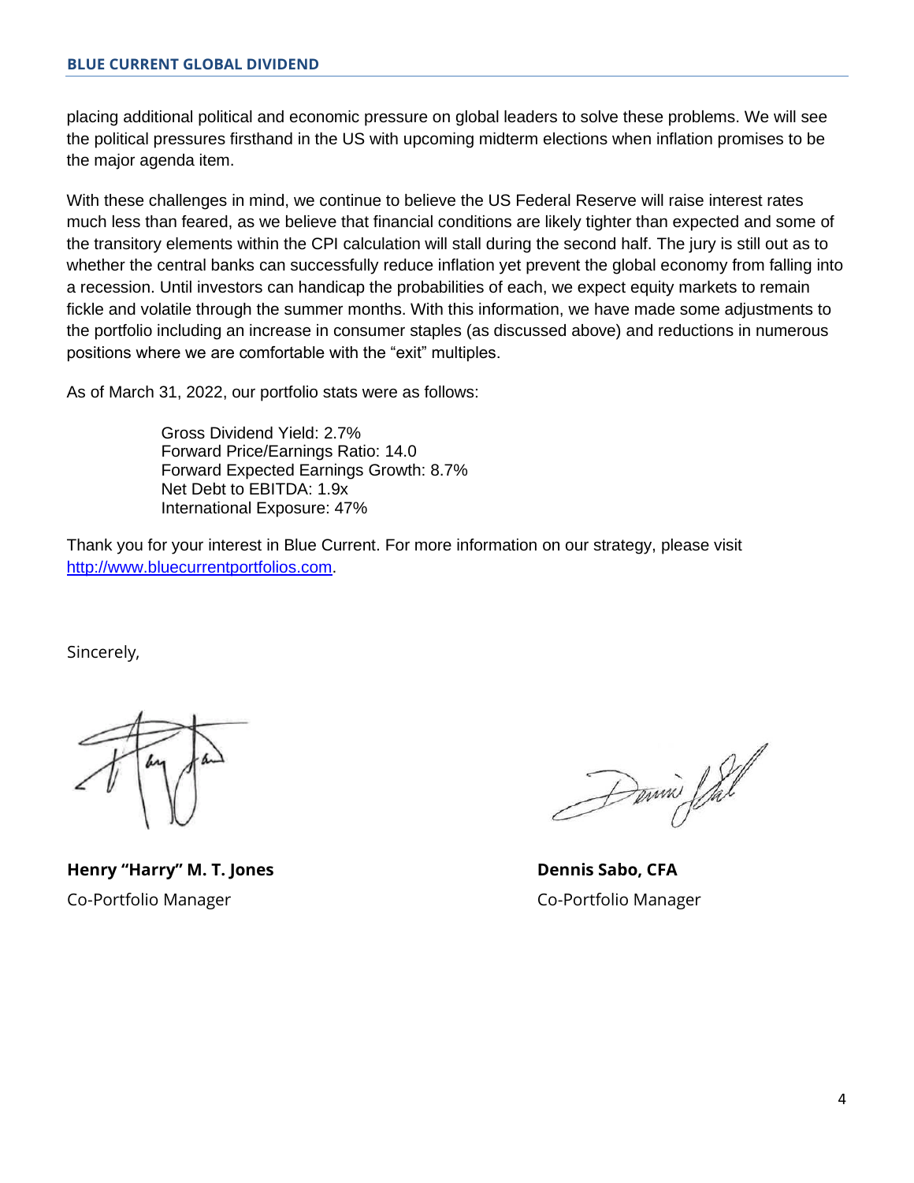placing additional political and economic pressure on global leaders to solve these problems. We will see the political pressures firsthand in the US with upcoming midterm elections when inflation promises to be the major agenda item.

With these challenges in mind, we continue to believe the US Federal Reserve will raise interest rates much less than feared, as we believe that financial conditions are likely tighter than expected and some of the transitory elements within the CPI calculation will stall during the second half. The jury is still out as to whether the central banks can successfully reduce inflation yet prevent the global economy from falling into a recession. Until investors can handicap the probabilities of each, we expect equity markets to remain fickle and volatile through the summer months. With this information, we have made some adjustments to the portfolio including an increase in consumer staples (as discussed above) and reductions in numerous positions where we are comfortable with the “exit” multiples.

As of March 31, 2022, our portfolio stats were as follows:

Gross Dividend Yield: 2.7%
Forward Price/Earnings Ratio: 14.0
Forward Expected Earnings Growth: 8.7%
Net Debt to EBITDA: 1.9x
International Exposure: 47%

Thank you for your interest in Blue Current. For more information on our strategy, please visit [http://www.bluecurrentportfolios.com](http://www.bluecurrentportfolios.com).

Sincerely,

**Henry “Harry” M. T. Jones**
Co-Portfolio Manager

**Dennis Sabo, CFA**
Co-Portfolio Manager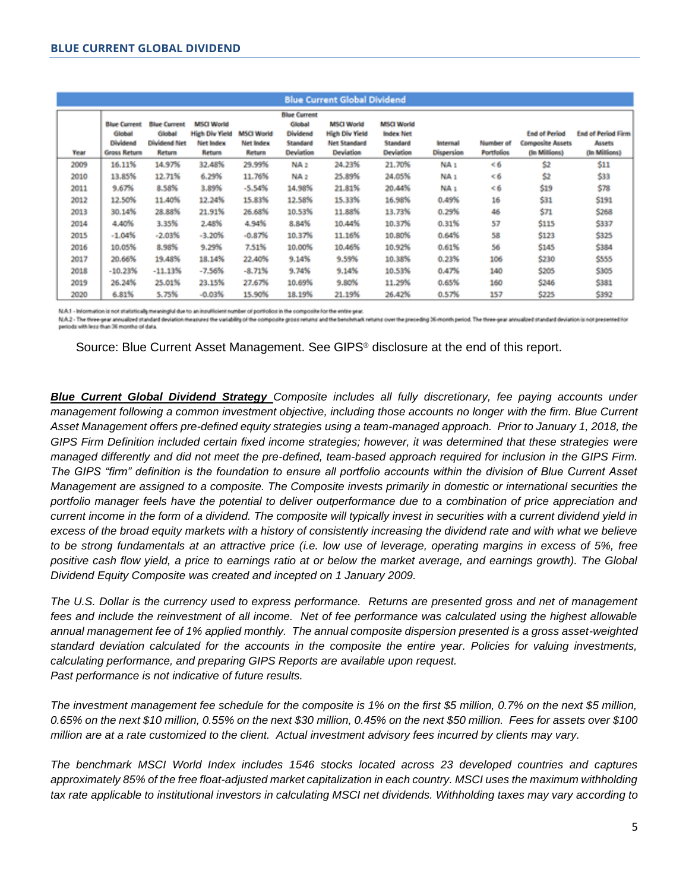| Blue Current Global Dividend | | | | | | | | | | | |
|---|---|---|---|---|---|---|---|---|---|---|---|
| Year | Blue Current Global Dividend Gross Return | Blue Current Global Dividend Net Return | MSCI World High Div Yield Net Index Return | MSCI World Net Index Return | Blue Current Global Dividend Standard Deviation | MSCI World High Div Yield Net Standard Deviation | MSCI World Index Net Standard Deviation | Internal Dispersion | Number of Portfolios | End of Period Composite Assets (In Millions) | End of Period Firm Assets (In Millions) |
| 2009 | 16.11% | 14.97% | 32.48% | 29.99% | NA 2 | 24.23% | 21.70% | NA 1 | < 6 | $2 | $11 |
| 2010 | 13.85% | 12.71% | 6.29% | 11.76% | NA 2 | 25.89% | 24.05% | NA 1 | < 6 | $2 | $33 |
| 2011 | 9.67% | 8.58% | 3.89% | -5.54% | 14.98% | 21.81% | 20.44% | NA 1 | < 6 | $19 | $78 |
| 2012 | 12.50% | 11.40% | 12.24% | 15.83% | 12.58% | 15.33% | 16.98% | 0.49% | 16 | $31 | $191 |
| 2013 | 30.14% | 28.88% | 21.91% | 26.68% | 10.53% | 11.88% | 13.73% | 0.29% | 46 | $71 | $268 |
| 2014 | 4.40% | 3.35% | 2.48% | 4.94% | 8.84% | 10.44% | 10.37% | 0.31% | 57 | $115 | $337 |
| 2015 | -1.04% | -2.03% | -3.20% | -0.87% | 10.37% | 11.16% | 10.80% | 0.64% | 58 | $123 | $325 |
| 2016 | 10.05% | 8.98% | 9.29% | 7.51% | 10.00% | 10.46% | 10.92% | 0.61% | 56 | $145 | $384 |
| 2017 | 20.66% | 19.48% | 18.14% | 22.40% | 9.14% | 9.59% | 10.38% | 0.23% | 106 | $230 | $555 |
| 2018 | -10.23% | -11.13% | -7.56% | -8.71% | 9.74% | 9.14% | 10.53% | 0.47% | 140 | $205 | $305 |
| 2019 | 26.24% | 25.01% | 23.15% | 27.67% | 10.69% | 9.80% | 11.29% | 0.65% | 160 | $246 | $381 |
| 2020 | 6.81% | 5.75% | -0.03% | 15.90% | 18.19% | 21.19% | 26.42% | 0.57% | 157 | $225 | $392 |

N.A.1 - Information is not statistically meaningful due to an insufficient number of portfolios in the composite for the entire year.
N.A.2 - The three-year annualized standard deviation measures the variability of the composite gross returns and the benchmark returns over the preceding 36-month period. The three-year annualized standard deviation is not presented for periods with less than 36 months of data.

Source: Blue Current Asset Management. See GIPS® disclosure at the end of this report.

***Blue Current Global Dividend Strategy*** *Composite includes all fully discretionary, fee paying accounts under management following a common investment objective, including those accounts no longer with the firm. Blue Current Asset Management offers pre-defined equity strategies using a team-managed approach. Prior to January 1, 2018, the GIPS Firm Definition included certain fixed income strategies; however, it was determined that these strategies were managed differently and did not meet the pre-defined, team-based approach required for inclusion in the GIPS Firm. The GIPS "firm" definition is the foundation to ensure all portfolio accounts within the division of Blue Current Asset Management are assigned to a composite. The Composite invests primarily in domestic or international securities the portfolio manager feels have the potential to deliver outperformance due to a combination of price appreciation and current income in the form of a dividend. The composite will typically invest in securities with a current dividend yield in excess of the broad equity markets with a history of consistently increasing the dividend rate and with what we believe to be strong fundamentals at an attractive price (i.e. low use of leverage, operating margins in excess of 5%, free positive cash flow yield, a price to earnings ratio at or below the market average, and earnings growth). The Global Dividend Equity Composite was created and incepted on 1 January 2009.*

*The U.S. Dollar is the currency used to express performance. Returns are presented gross and net of management fees and include the reinvestment of all income. Net of fee performance was calculated using the highest allowable annual management fee of 1% applied monthly. The annual composite dispersion presented is a gross asset-weighted standard deviation calculated for the accounts in the composite the entire year. Policies for valuing investments, calculating performance, and preparing GIPS Reports are available upon request.*
*Past performance is not indicative of future results.*

*The investment management fee schedule for the composite is 1% on the first $5 million, 0.7% on the next $5 million, 0.65% on the next $10 million, 0.55% on the next $30 million, 0.45% on the next $50 million. Fees for assets over $100 million are at a rate customized to the client. Actual investment advisory fees incurred by clients may vary.*

*The benchmark MSCI World Index includes 1546 stocks located across 23 developed countries and captures approximately 85% of the free float-adjusted market capitalization in each country. MSCI uses the maximum withholding tax rate applicable to institutional investors in calculating MSCI net dividends. Withholding taxes may vary according to*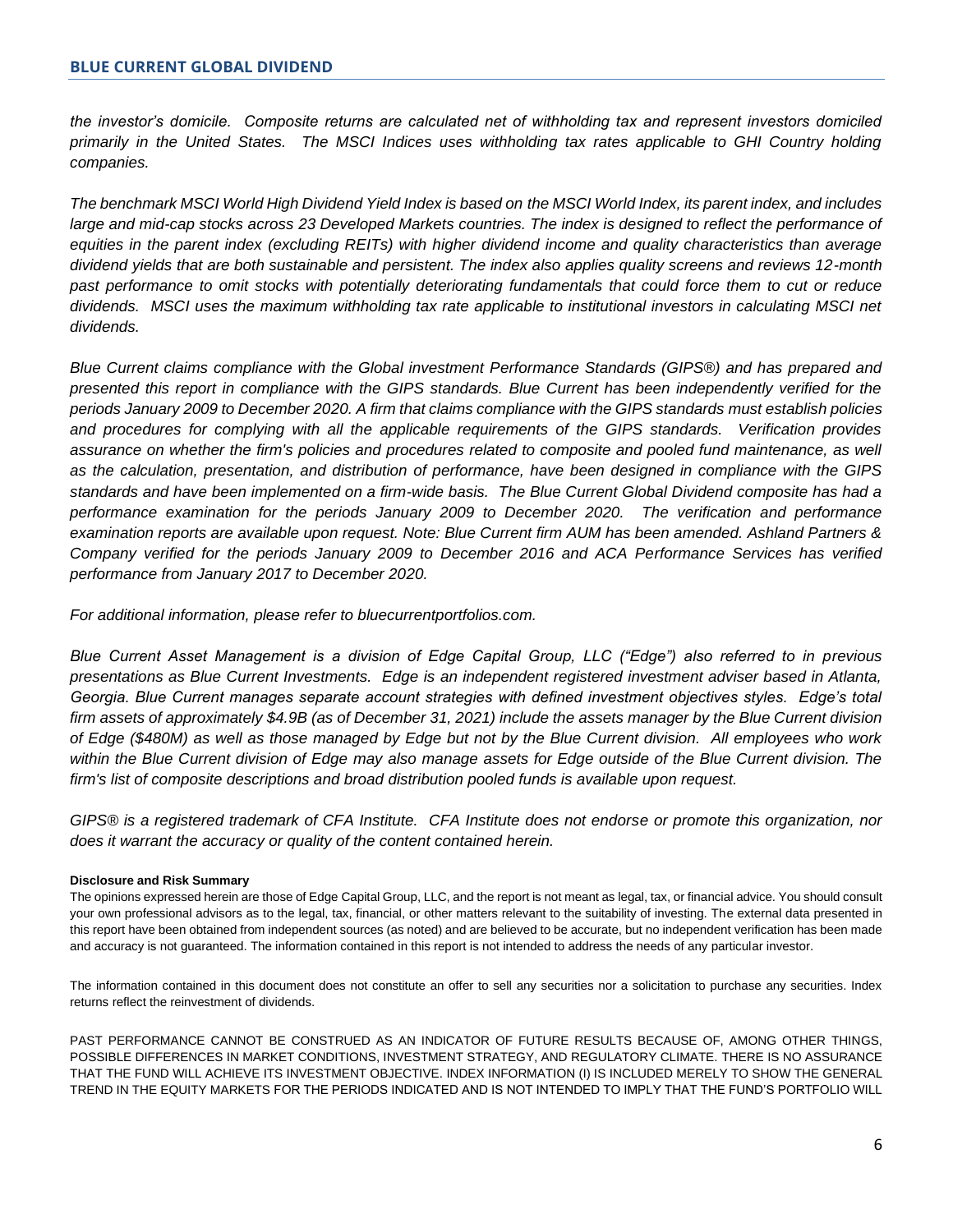*the investor's domicile. Composite returns are calculated net of withholding tax and represent investors domiciled primarily in the United States. The MSCI Indices uses withholding tax rates applicable to GHI Country holding companies.*

*The benchmark MSCI World High Dividend Yield Index is based on the MSCI World Index, its parent index, and includes large and mid-cap stocks across 23 Developed Markets countries. The index is designed to reflect the performance of equities in the parent index (excluding REITs) with higher dividend income and quality characteristics than average dividend yields that are both sustainable and persistent. The index also applies quality screens and reviews 12-month past performance to omit stocks with potentially deteriorating fundamentals that could force them to cut or reduce dividends. MSCI uses the maximum withholding tax rate applicable to institutional investors in calculating MSCI net dividends.*

*Blue Current claims compliance with the Global investment Performance Standards (GIPS®) and has prepared and presented this report in compliance with the GIPS standards. Blue Current has been independently verified for the periods January 2009 to December 2020. A firm that claims compliance with the GIPS standards must establish policies and procedures for complying with all the applicable requirements of the GIPS standards. Verification provides assurance on whether the firm's policies and procedures related to composite and pooled fund maintenance, as well as the calculation, presentation, and distribution of performance, have been designed in compliance with the GIPS standards and have been implemented on a firm-wide basis. The Blue Current Global Dividend composite has had a performance examination for the periods January 2009 to December 2020. The verification and performance examination reports are available upon request. Note: Blue Current firm AUM has been amended. Ashland Partners & Company verified for the periods January 2009 to December 2016 and ACA Performance Services has verified performance from January 2017 to December 2020.*

*For additional information, please refer to bluecurrentportfolios.com.*

*Blue Current Asset Management is a division of Edge Capital Group, LLC ("Edge") also referred to in previous presentations as Blue Current Investments. Edge is an independent registered investment adviser based in Atlanta, Georgia. Blue Current manages separate account strategies with defined investment objectives styles. Edge's total firm assets of approximately $4.9B (as of December 31, 2021) include the assets manager by the Blue Current division of Edge ($480M) as well as those managed by Edge but not by the Blue Current division. All employees who work within the Blue Current division of Edge may also manage assets for Edge outside of the Blue Current division. The firm's list of composite descriptions and broad distribution pooled funds is available upon request.*

*GIPS® is a registered trademark of CFA Institute. CFA Institute does not endorse or promote this organization, nor does it warrant the accuracy or quality of the content contained herein.*

**Disclosure and Risk Summary**

The opinions expressed herein are those of Edge Capital Group, LLC, and the report is not meant as legal, tax, or financial advice. You should consult your own professional advisors as to the legal, tax, financial, or other matters relevant to the suitability of investing. The external data presented in this report have been obtained from independent sources (as noted) and are believed to be accurate, but no independent verification has been made and accuracy is not guaranteed. The information contained in this report is not intended to address the needs of any particular investor.

The information contained in this document does not constitute an offer to sell any securities nor a solicitation to purchase any securities. Index returns reflect the reinvestment of dividends.

PAST PERFORMANCE CANNOT BE CONSTRUED AS AN INDICATOR OF FUTURE RESULTS BECAUSE OF, AMONG OTHER THINGS, POSSIBLE DIFFERENCES IN MARKET CONDITIONS, INVESTMENT STRATEGY, AND REGULATORY CLIMATE. THERE IS NO ASSURANCE THAT THE FUND WILL ACHIEVE ITS INVESTMENT OBJECTIVE. INDEX INFORMATION (I) IS INCLUDED MERELY TO SHOW THE GENERAL TREND IN THE EQUITY MARKETS FOR THE PERIODS INDICATED AND IS NOT INTENDED TO IMPLY THAT THE FUND'S PORTFOLIO WILL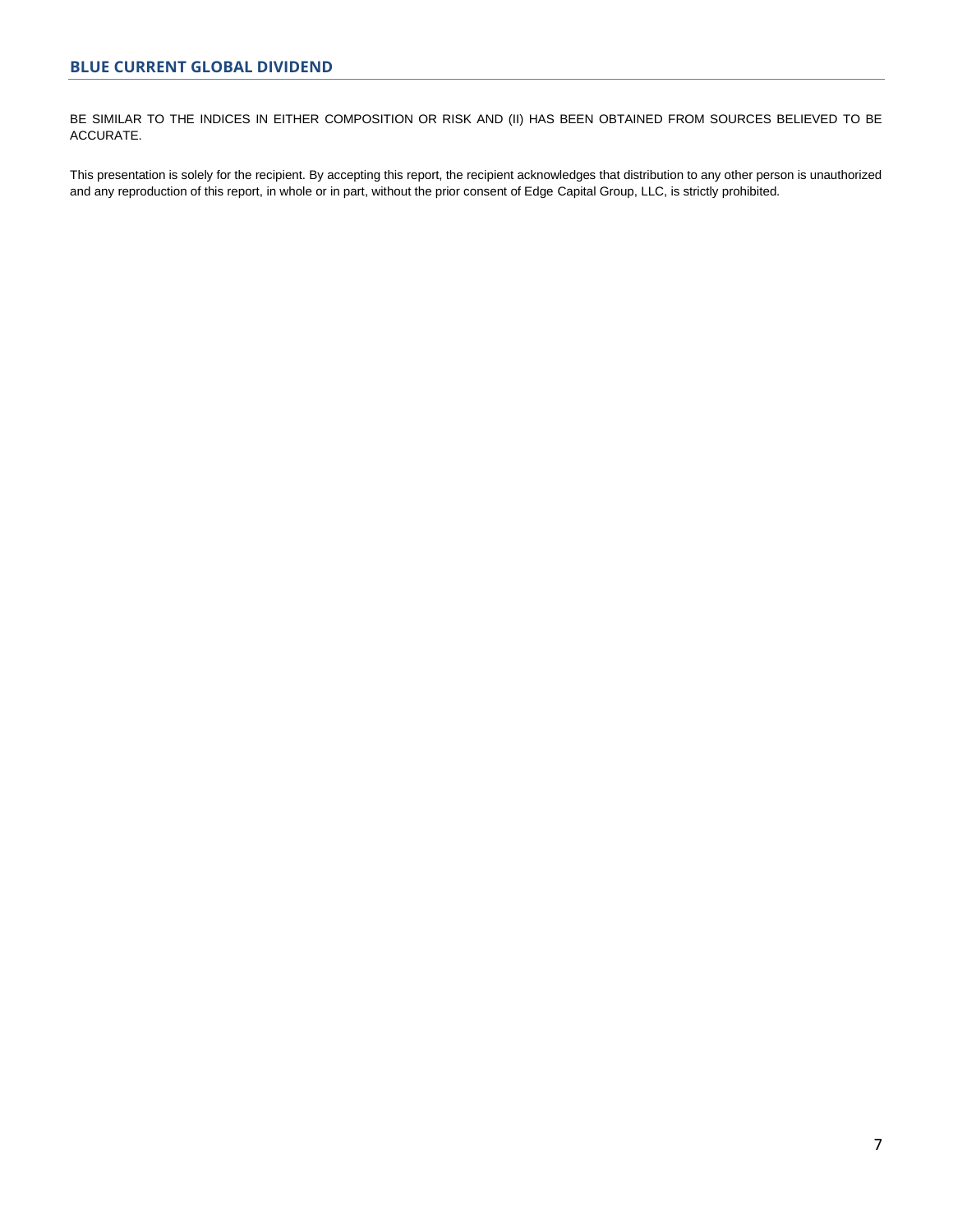BE SIMILAR TO THE INDICES IN EITHER COMPOSITION OR RISK AND (II) HAS BEEN OBTAINED FROM SOURCES BELIEVED TO BE ACCURATE.

This presentation is solely for the recipient. By accepting this report, the recipient acknowledges that distribution to any other person is unauthorized and any reproduction of this report, in whole or in part, without the prior consent of Edge Capital Group, LLC, is strictly prohibited.